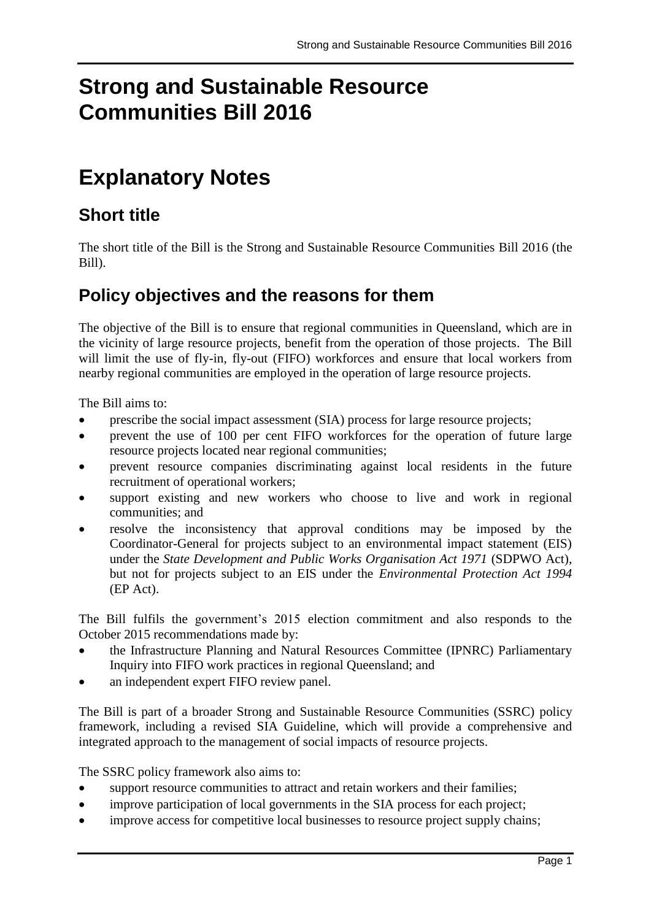# Strong and Sustainable Resource Communities Bill 2016

# Explanatory Notes

## Short title

The short title of the Bill is the Strong and Sustainable Resource Communities Bill 2016 (the Bill).

## Policy objectives and the reasons for them

The objective of the Bill is to ensure that regional communities in Queensland, which are in the vicinity of large resource projects, benefit from the operation of those projects. The Bill will limit the use of fly-in, fly-out (FIFO) workforces and ensure that local workers from nearby regional communities are employed in the operation of large resource projects.

The Bill aims to:

- prescribe the social impact assessment (SIA) process for large resource projects;
- prevent the use of 100 per cent FIFO workforces for the operation of future large resource projects located near regional communities;
- prevent resource companies discriminating against local residents in the future recruitment of operational workers;
- support existing and new workers who choose to live and work in regional communities; and
- resolve the inconsistency that approval conditions may be imposed by the Coordinator-General for projects subject to an environmental impact statement (EIS) under the *State Development and Public Works Organisation Act 1971* (SDPWO Act), but not for projects subject to an EIS under the *Environmental Protection Act 1994* (EP Act).

The Bill fulfils the government's 2015 election commitment and also responds to the October 2015 recommendations made by:

- the Infrastructure Planning and Natural Resources Committee (IPNRC) Parliamentary Inquiry into FIFO work practices in regional Queensland; and
- an independent expert FIFO review panel.

The Bill is part of a broader Strong and Sustainable Resource Communities (SSRC) policy framework, including a revised SIA Guideline, which will provide a comprehensive and integrated approach to the management of social impacts of resource projects.

The SSRC policy framework also aims to:

- support resource communities to attract and retain workers and their families;
- improve participation of local governments in the SIA process for each project;
- improve access for competitive local businesses to resource project supply chains;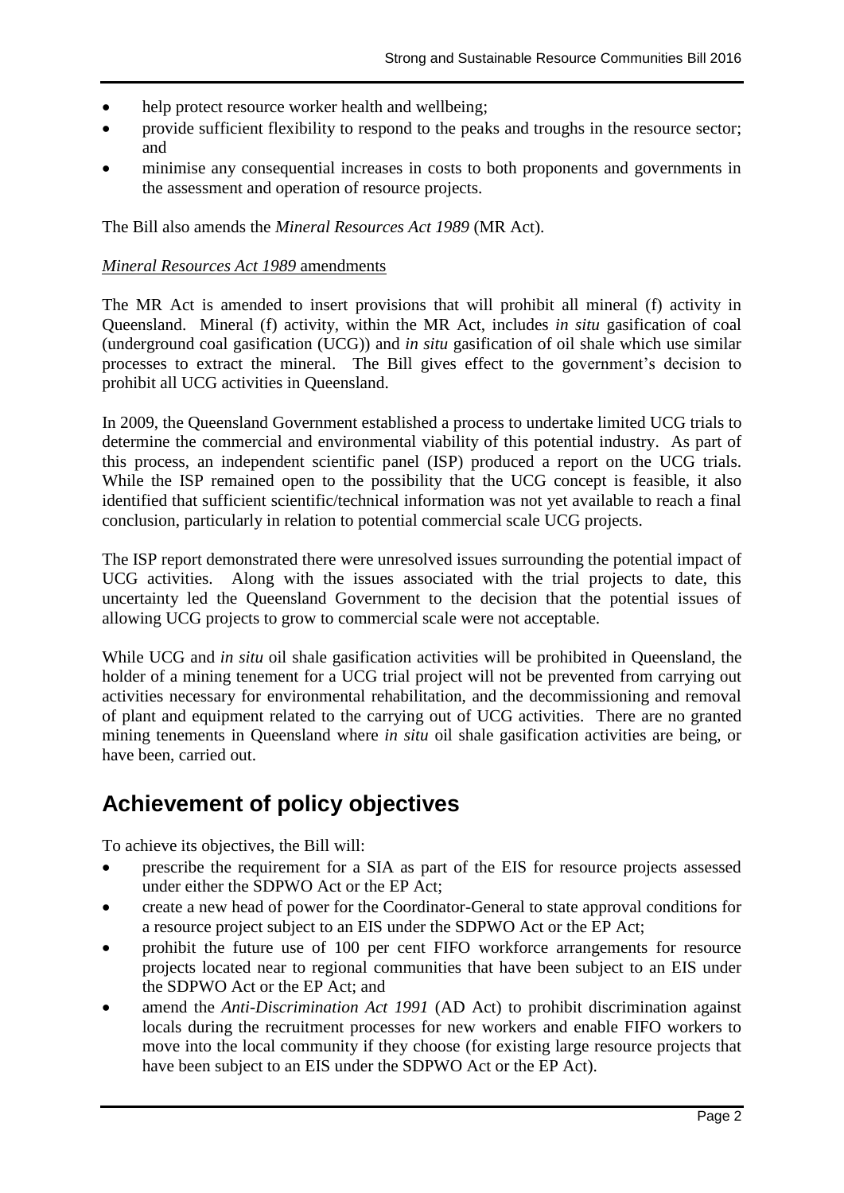- help protect resource worker health and wellbeing;
- provide sufficient flexibility to respond to the peaks and troughs in the resource sector; and
- minimise any consequential increases in costs to both proponents and governments in the assessment and operation of resource projects.

The Bill also amends the *Mineral Resources Act 1989* (MR Act).

*Mineral Resources Act 1989* amendments

The MR Act is amended to insert provisions that will prohibit all mineral (f) activity in Queensland. Mineral (f) activity, within the MR Act, includes *in situ* gasification of coal (underground coal gasification (UCG)) and *in situ* gasification of oil shale which use similar processes to extract the mineral. The Bill gives effect to the government's decision to prohibit all UCG activities in Queensland.

In 2009, the Queensland Government established a process to undertake limited UCG trials to determine the commercial and environmental viability of this potential industry. As part of this process, an independent scientific panel (ISP) produced a report on the UCG trials. While the ISP remained open to the possibility that the UCG concept is feasible, it also identified that sufficient scientific/technical information was not yet available to reach a final conclusion, particularly in relation to potential commercial scale UCG projects.

The ISP report demonstrated there were unresolved issues surrounding the potential impact of UCG activities. Along with the issues associated with the trial projects to date, this uncertainty led the Queensland Government to the decision that the potential issues of allowing UCG projects to grow to commercial scale were not acceptable.

While UCG and *in situ* oil shale gasification activities will be prohibited in Queensland, the holder of a mining tenement for a UCG trial project will not be prevented from carrying out activities necessary for environmental rehabilitation, and the decommissioning and removal of plant and equipment related to the carrying out of UCG activities. There are no granted mining tenements in Queensland where *in situ* oil shale gasification activities are being, or have been, carried out.

## Achievement of policy objectives

To achieve its objectives, the Bill will:

- prescribe the requirement for a SIA as part of the EIS for resource projects assessed under either the SDPWO Act or the EP Act;
- create a new head of power for the Coordinator-General to state approval conditions for a resource project subject to an EIS under the SDPWO Act or the EP Act;
- prohibit the future use of 100 per cent FIFO workforce arrangements for resource projects located near to regional communities that have been subject to an EIS under the SDPWO Act or the EP Act; and
- amend the *Anti-Discrimination Act 1991* (AD Act) to prohibit discrimination against locals during the recruitment processes for new workers and enable FIFO workers to move into the local community if they choose (for existing large resource projects that have been subject to an EIS under the SDPWO Act or the EP Act).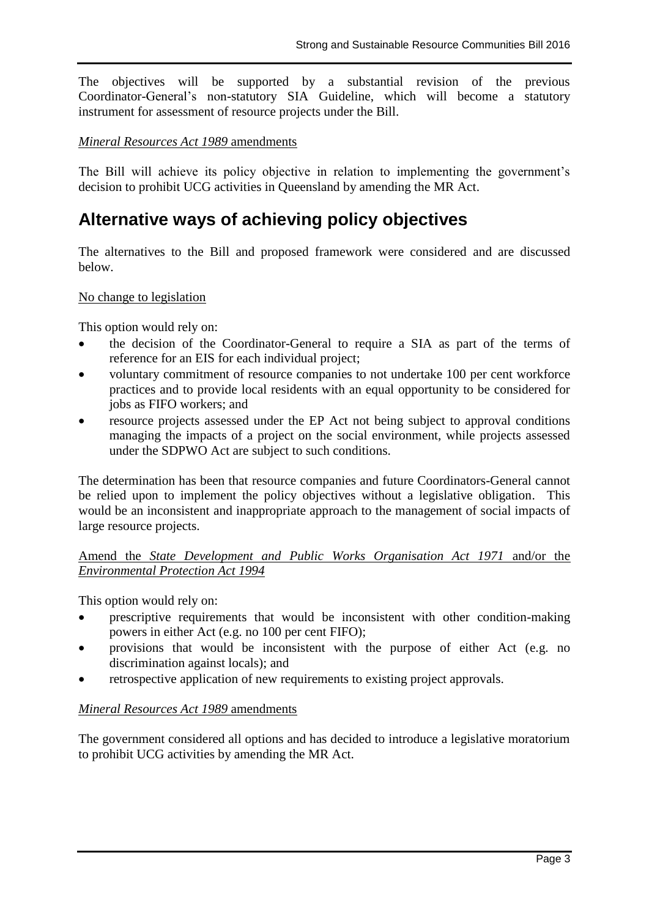The objectives will be supported by a substantial revision of the previous Coordinator-General's non-statutory SIA Guideline, which will become a statutory instrument for assessment of resource projects under the Bill.

*Mineral Resources Act 1989* amendments

The Bill will achieve its policy objective in relation to implementing the government's decision to prohibit UCG activities in Queensland by amending the MR Act.

## Alternative ways of achieving policy objectives

The alternatives to the Bill and proposed framework were considered and are discussed below.

No change to legislation

This option would rely on:

- the decision of the Coordinator-General to require a SIA as part of the terms of reference for an EIS for each individual project;
- voluntary commitment of resource companies to not undertake 100 per cent workforce practices and to provide local residents with an equal opportunity to be considered for jobs as FIFO workers; and
- resource projects assessed under the EP Act not being subject to approval conditions managing the impacts of a project on the social environment, while projects assessed under the SDPWO Act are subject to such conditions.

The determination has been that resource companies and future Coordinators-General cannot be relied upon to implement the policy objectives without a legislative obligation. This would be an inconsistent and inappropriate approach to the management of social impacts of large resource projects.

Amend the *State Development and Public Works Organisation Act 1971* and/or the *Environmental Protection Act 1994*

This option would rely on:

- prescriptive requirements that would be inconsistent with other condition-making powers in either Act (e.g. no 100 per cent FIFO);
- provisions that would be inconsistent with the purpose of either Act (e.g. no discrimination against locals); and
- retrospective application of new requirements to existing project approvals.

*Mineral Resources Act 1989* amendments

The government considered all options and has decided to introduce a legislative moratorium to prohibit UCG activities by amending the MR Act.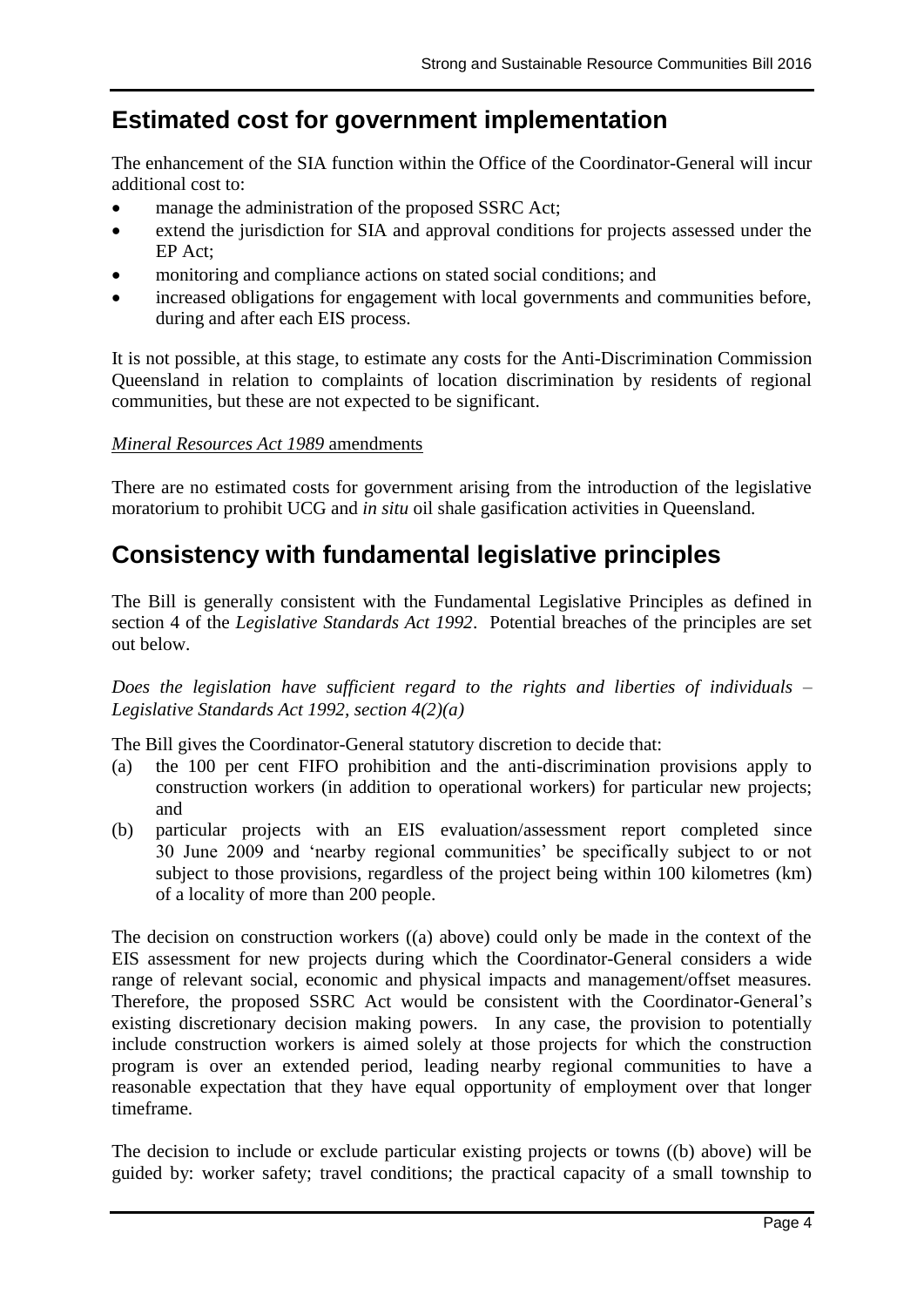## Estimated cost for government implementation

The enhancement of the SIA function within the Office of the Coordinator-General will incur additional cost to:

- manage the administration of the proposed SSRC Act;
- extend the jurisdiction for SIA and approval conditions for projects assessed under the EP Act;
- monitoring and compliance actions on stated social conditions; and
- increased obligations for engagement with local governments and communities before, during and after each EIS process.

It is not possible, at this stage, to estimate any costs for the Anti-Discrimination Commission Queensland in relation to complaints of location discrimination by residents of regional communities, but these are not expected to be significant.

*Mineral Resources Act 1989* amendments

There are no estimated costs for government arising from the introduction of the legislative moratorium to prohibit UCG and *in situ* oil shale gasification activities in Queensland.

## Consistency with fundamental legislative principles

The Bill is generally consistent with the Fundamental Legislative Principles as defined in section 4 of the *Legislative Standards Act 1992*. Potential breaches of the principles are set out below.

*Does the legislation have sufficient regard to the rights and liberties of individuals – Legislative Standards Act 1992, section 4(2)(a)*

The Bill gives the Coordinator-General statutory discretion to decide that:

(a) the 100 per cent FIFO prohibition and the anti-discrimination provisions apply to construction workers (in addition to operational workers) for particular new projects; and

(b) particular projects with an EIS evaluation/assessment report completed since 30 June 2009 and 'nearby regional communities' be specifically subject to or not subject to those provisions, regardless of the project being within 100 kilometres (km) of a locality of more than 200 people.

The decision on construction workers ((a) above) could only be made in the context of the EIS assessment for new projects during which the Coordinator-General considers a wide range of relevant social, economic and physical impacts and management/offset measures. Therefore, the proposed SSRC Act would be consistent with the Coordinator-General's existing discretionary decision making powers. In any case, the provision to potentially include construction workers is aimed solely at those projects for which the construction program is over an extended period, leading nearby regional communities to have a reasonable expectation that they have equal opportunity of employment over that longer timeframe.

The decision to include or exclude particular existing projects or towns ((b) above) will be guided by: worker safety; travel conditions; the practical capacity of a small township to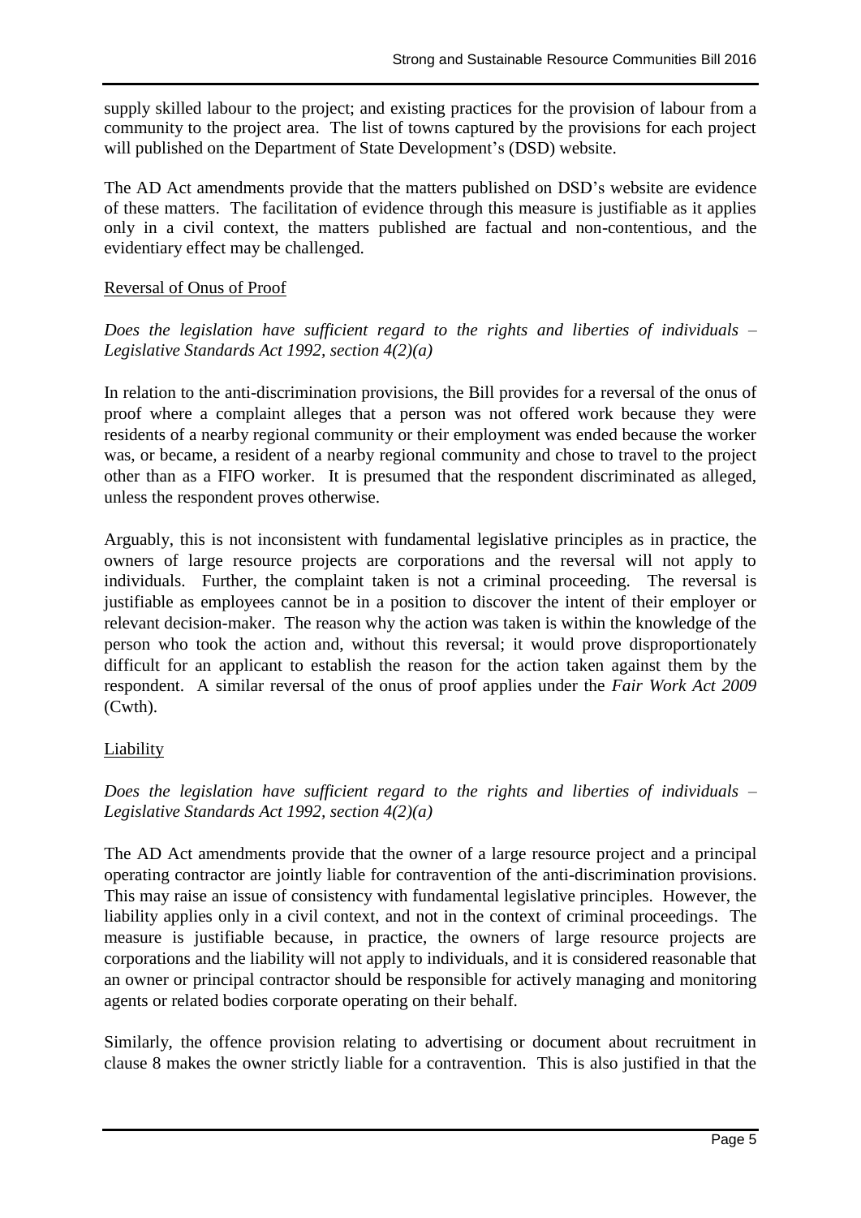supply skilled labour to the project; and existing practices for the provision of labour from a community to the project area. The list of towns captured by the provisions for each project will published on the Department of State Development's (DSD) website.

The AD Act amendments provide that the matters published on DSD's website are evidence of these matters. The facilitation of evidence through this measure is justifiable as it applies only in a civil context, the matters published are factual and non-contentious, and the evidentiary effect may be challenged.

## Reversal of Onus of Proof

*Does the legislation have sufficient regard to the rights and liberties of individuals – Legislative Standards Act 1992, section 4(2)(a)*

In relation to the anti-discrimination provisions, the Bill provides for a reversal of the onus of proof where a complaint alleges that a person was not offered work because they were residents of a nearby regional community or their employment was ended because the worker was, or became, a resident of a nearby regional community and chose to travel to the project other than as a FIFO worker. It is presumed that the respondent discriminated as alleged, unless the respondent proves otherwise.

Arguably, this is not inconsistent with fundamental legislative principles as in practice, the owners of large resource projects are corporations and the reversal will not apply to individuals. Further, the complaint taken is not a criminal proceeding. The reversal is justifiable as employees cannot be in a position to discover the intent of their employer or relevant decision-maker. The reason why the action was taken is within the knowledge of the person who took the action and, without this reversal; it would prove disproportionately difficult for an applicant to establish the reason for the action taken against them by the respondent. A similar reversal of the onus of proof applies under the *Fair Work Act 2009* (Cwth).

## Liability

*Does the legislation have sufficient regard to the rights and liberties of individuals – Legislative Standards Act 1992, section 4(2)(a)*

The AD Act amendments provide that the owner of a large resource project and a principal operating contractor are jointly liable for contravention of the anti-discrimination provisions. This may raise an issue of consistency with fundamental legislative principles. However, the liability applies only in a civil context, and not in the context of criminal proceedings. The measure is justifiable because, in practice, the owners of large resource projects are corporations and the liability will not apply to individuals, and it is considered reasonable that an owner or principal contractor should be responsible for actively managing and monitoring agents or related bodies corporate operating on their behalf.

Similarly, the offence provision relating to advertising or document about recruitment in clause 8 makes the owner strictly liable for a contravention. This is also justified in that the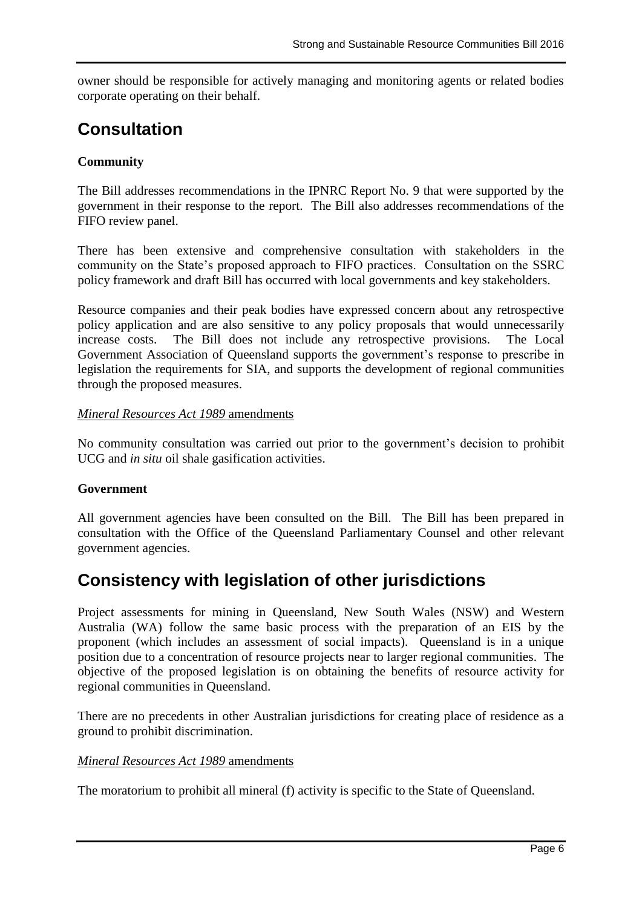owner should be responsible for actively managing and monitoring agents or related bodies corporate operating on their behalf.

## Consultation

**Community**

The Bill addresses recommendations in the IPNRC Report No. 9 that were supported by the government in their response to the report. The Bill also addresses recommendations of the FIFO review panel.

There has been extensive and comprehensive consultation with stakeholders in the community on the State's proposed approach to FIFO practices. Consultation on the SSRC policy framework and draft Bill has occurred with local governments and key stakeholders.

Resource companies and their peak bodies have expressed concern about any retrospective policy application and are also sensitive to any policy proposals that would unnecessarily increase costs. The Bill does not include any retrospective provisions. The Local Government Association of Queensland supports the government's response to prescribe in legislation the requirements for SIA, and supports the development of regional communities through the proposed measures.

*Mineral Resources Act 1989* amendments

No community consultation was carried out prior to the government's decision to prohibit UCG and *in situ* oil shale gasification activities.

**Government**

All government agencies have been consulted on the Bill. The Bill has been prepared in consultation with the Office of the Queensland Parliamentary Counsel and other relevant government agencies.

## Consistency with legislation of other jurisdictions

Project assessments for mining in Queensland, New South Wales (NSW) and Western Australia (WA) follow the same basic process with the preparation of an EIS by the proponent (which includes an assessment of social impacts). Queensland is in a unique position due to a concentration of resource projects near to larger regional communities. The objective of the proposed legislation is on obtaining the benefits of resource activity for regional communities in Queensland.

There are no precedents in other Australian jurisdictions for creating place of residence as a ground to prohibit discrimination.

*Mineral Resources Act 1989* amendments

The moratorium to prohibit all mineral (f) activity is specific to the State of Queensland.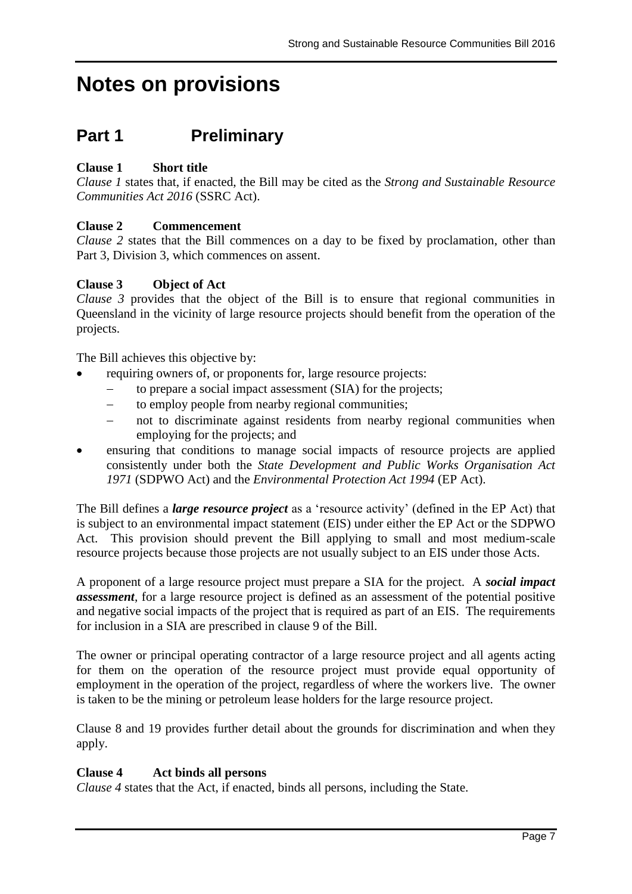# Notes on provisions

## Part 1 Preliminary

**Clause 1 Short title**

*Clause 1* states that, if enacted, the Bill may be cited as the *Strong and Sustainable Resource Communities Act 2016* (SSRC Act).

**Clause 2 Commencement**

*Clause 2* states that the Bill commences on a day to be fixed by proclamation, other than Part 3, Division 3, which commences on assent.

**Clause 3 Object of Act**

*Clause 3* provides that the object of the Bill is to ensure that regional communities in Queensland in the vicinity of large resource projects should benefit from the operation of the projects.

The Bill achieves this objective by:

- requiring owners of, or proponents for, large resource projects:
  - to prepare a social impact assessment (SIA) for the projects;
  - to employ people from nearby regional communities;
  - not to discriminate against residents from nearby regional communities when employing for the projects; and
- ensuring that conditions to manage social impacts of resource projects are applied consistently under both the *State Development and Public Works Organisation Act 1971* (SDPWO Act) and the *Environmental Protection Act 1994* (EP Act).

The Bill defines a ***large resource project*** as a 'resource activity' (defined in the EP Act) that is subject to an environmental impact statement (EIS) under either the EP Act or the SDPWO Act. This provision should prevent the Bill applying to small and most medium-scale resource projects because those projects are not usually subject to an EIS under those Acts.

A proponent of a large resource project must prepare a SIA for the project. A ***social impact assessment***, for a large resource project is defined as an assessment of the potential positive and negative social impacts of the project that is required as part of an EIS. The requirements for inclusion in a SIA are prescribed in clause 9 of the Bill.

The owner or principal operating contractor of a large resource project and all agents acting for them on the operation of the resource project must provide equal opportunity of employment in the operation of the project, regardless of where the workers live. The owner is taken to be the mining or petroleum lease holders for the large resource project.

Clause 8 and 19 provides further detail about the grounds for discrimination and when they apply.

**Clause 4 Act binds all persons**

*Clause 4* states that the Act, if enacted, binds all persons, including the State.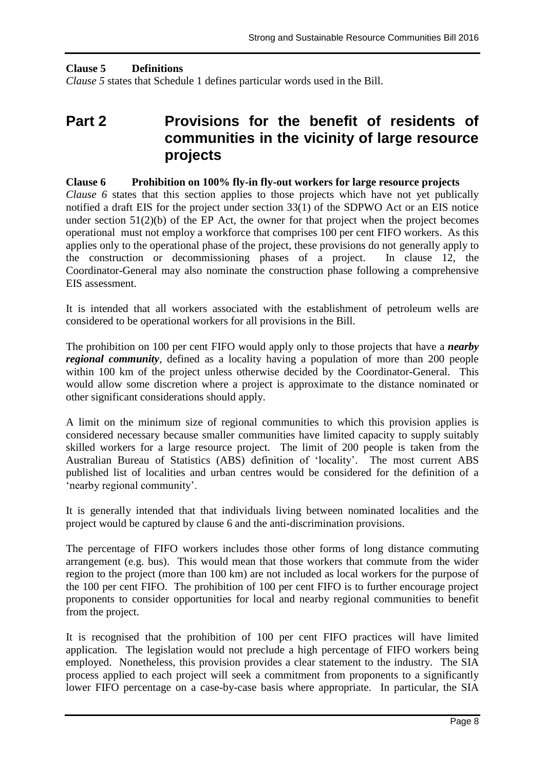**Clause 5 Definitions**

*Clause 5* states that Schedule 1 defines particular words used in the Bill.

# Part 2 Provisions for the benefit of residents of communities in the vicinity of large resource projects

**Clause 6 Prohibition on 100% fly-in fly-out workers for large resource projects**

*Clause 6* states that this section applies to those projects which have not yet publically notified a draft EIS for the project under section 33(1) of the SDPWO Act or an EIS notice under section 51(2)(b) of the EP Act, the owner for that project when the project becomes operational must not employ a workforce that comprises 100 per cent FIFO workers. As this applies only to the operational phase of the project, these provisions do not generally apply to the construction or decommissioning phases of a project. In clause 12, the Coordinator-General may also nominate the construction phase following a comprehensive EIS assessment.

It is intended that all workers associated with the establishment of petroleum wells are considered to be operational workers for all provisions in the Bill.

The prohibition on 100 per cent FIFO would apply only to those projects that have a ***nearby regional community***, defined as a locality having a population of more than 200 people within 100 km of the project unless otherwise decided by the Coordinator-General. This would allow some discretion where a project is approximate to the distance nominated or other significant considerations should apply.

A limit on the minimum size of regional communities to which this provision applies is considered necessary because smaller communities have limited capacity to supply suitably skilled workers for a large resource project. The limit of 200 people is taken from the Australian Bureau of Statistics (ABS) definition of 'locality'. The most current ABS published list of localities and urban centres would be considered for the definition of a 'nearby regional community'.

It is generally intended that that individuals living between nominated localities and the project would be captured by clause 6 and the anti-discrimination provisions.

The percentage of FIFO workers includes those other forms of long distance commuting arrangement (e.g. bus). This would mean that those workers that commute from the wider region to the project (more than 100 km) are not included as local workers for the purpose of the 100 per cent FIFO. The prohibition of 100 per cent FIFO is to further encourage project proponents to consider opportunities for local and nearby regional communities to benefit from the project.

It is recognised that the prohibition of 100 per cent FIFO practices will have limited application. The legislation would not preclude a high percentage of FIFO workers being employed. Nonetheless, this provision provides a clear statement to the industry. The SIA process applied to each project will seek a commitment from proponents to a significantly lower FIFO percentage on a case-by-case basis where appropriate. In particular, the SIA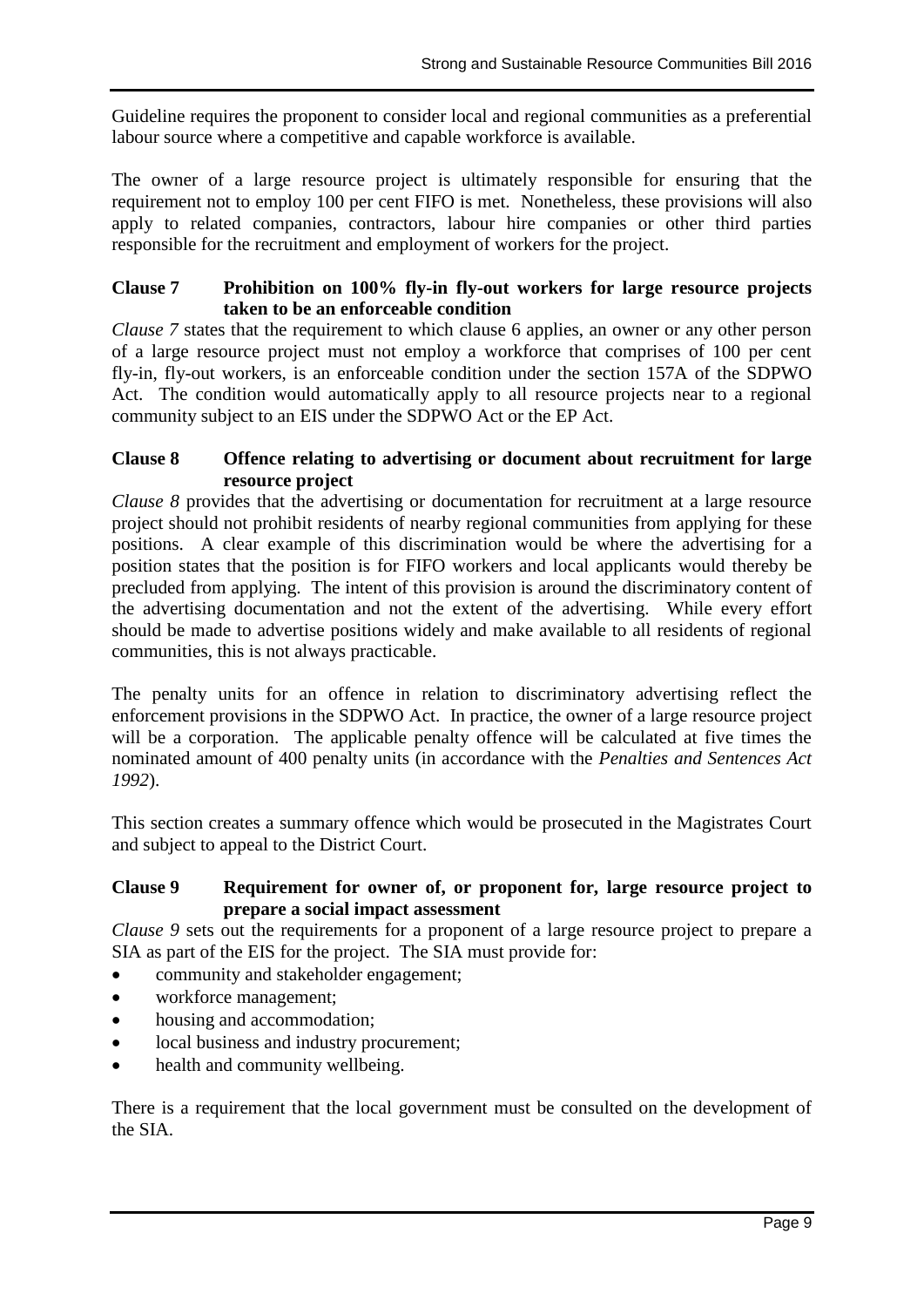Guideline requires the proponent to consider local and regional communities as a preferential labour source where a competitive and capable workforce is available.

The owner of a large resource project is ultimately responsible for ensuring that the requirement not to employ 100 per cent FIFO is met. Nonetheless, these provisions will also apply to related companies, contractors, labour hire companies or other third parties responsible for the recruitment and employment of workers for the project.

### Clause 7 Prohibition on 100% fly-in fly-out workers for large resource projects taken to be an enforceable condition

*Clause 7* states that the requirement to which clause 6 applies, an owner or any other person of a large resource project must not employ a workforce that comprises of 100 per cent fly-in, fly-out workers, is an enforceable condition under the section 157A of the SDPWO Act. The condition would automatically apply to all resource projects near to a regional community subject to an EIS under the SDPWO Act or the EP Act.

### Clause 8 Offence relating to advertising or document about recruitment for large resource project

*Clause 8* provides that the advertising or documentation for recruitment at a large resource project should not prohibit residents of nearby regional communities from applying for these positions. A clear example of this discrimination would be where the advertising for a position states that the position is for FIFO workers and local applicants would thereby be precluded from applying. The intent of this provision is around the discriminatory content of the advertising documentation and not the extent of the advertising. While every effort should be made to advertise positions widely and make available to all residents of regional communities, this is not always practicable.

The penalty units for an offence in relation to discriminatory advertising reflect the enforcement provisions in the SDPWO Act. In practice, the owner of a large resource project will be a corporation. The applicable penalty offence will be calculated at five times the nominated amount of 400 penalty units (in accordance with the *Penalties and Sentences Act 1992*).

This section creates a summary offence which would be prosecuted in the Magistrates Court and subject to appeal to the District Court.

### Clause 9 Requirement for owner of, or proponent for, large resource project to prepare a social impact assessment

*Clause 9* sets out the requirements for a proponent of a large resource project to prepare a SIA as part of the EIS for the project. The SIA must provide for:

- community and stakeholder engagement;
- workforce management;
- housing and accommodation;
- local business and industry procurement;
- health and community wellbeing.

There is a requirement that the local government must be consulted on the development of the SIA.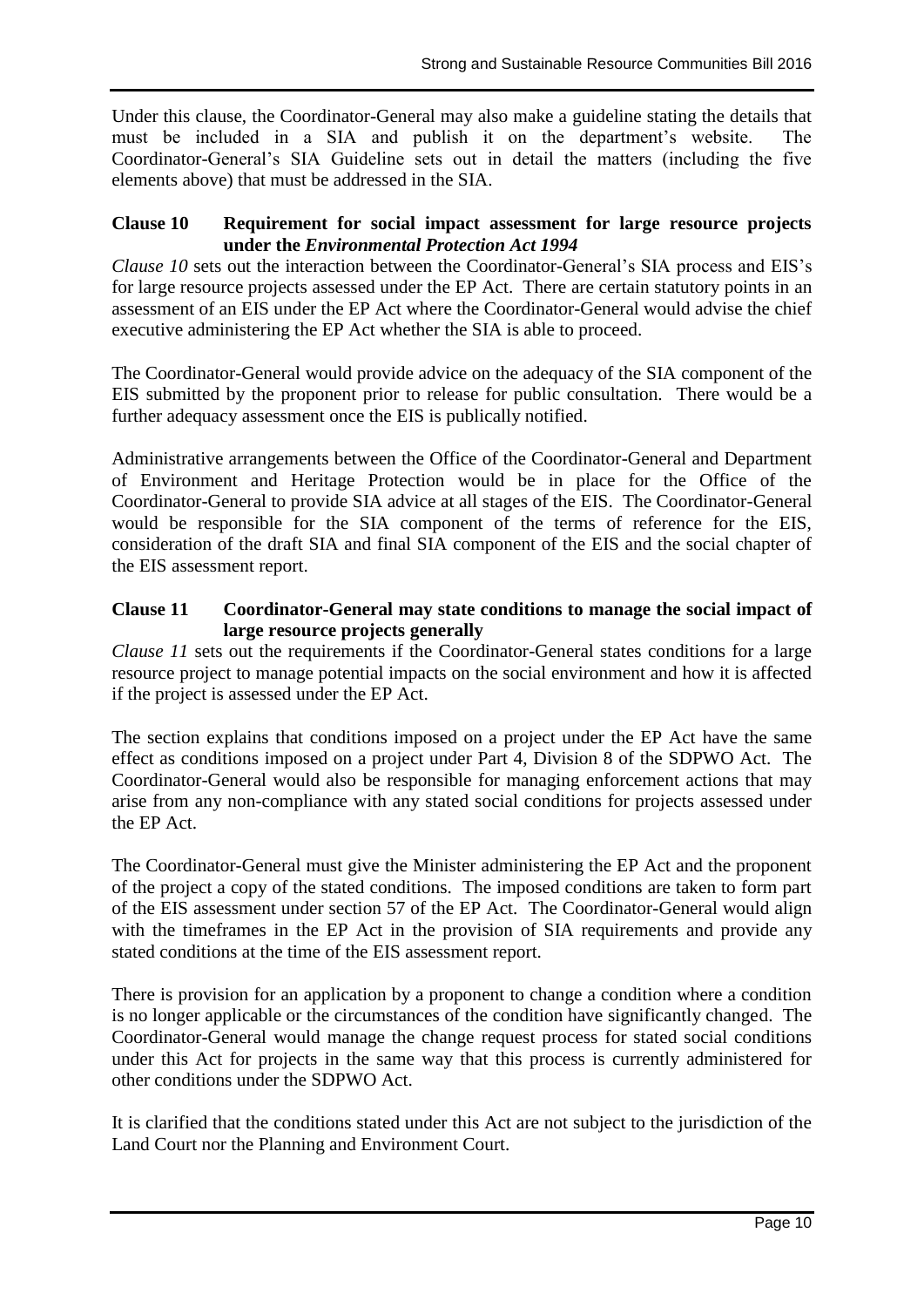Under this clause, the Coordinator-General may also make a guideline stating the details that must be included in a SIA and publish it on the department's website. The Coordinator-General's SIA Guideline sets out in detail the matters (including the five elements above) that must be addressed in the SIA.

### Clause 10 Requirement for social impact assessment for large resource projects under the *Environmental Protection Act 1994*

*Clause 10* sets out the interaction between the Coordinator-General's SIA process and EIS's for large resource projects assessed under the EP Act. There are certain statutory points in an assessment of an EIS under the EP Act where the Coordinator-General would advise the chief executive administering the EP Act whether the SIA is able to proceed.

The Coordinator-General would provide advice on the adequacy of the SIA component of the EIS submitted by the proponent prior to release for public consultation. There would be a further adequacy assessment once the EIS is publically notified.

Administrative arrangements between the Office of the Coordinator-General and Department of Environment and Heritage Protection would be in place for the Office of the Coordinator-General to provide SIA advice at all stages of the EIS. The Coordinator-General would be responsible for the SIA component of the terms of reference for the EIS, consideration of the draft SIA and final SIA component of the EIS and the social chapter of the EIS assessment report.

### Clause 11 Coordinator-General may state conditions to manage the social impact of large resource projects generally

*Clause 11* sets out the requirements if the Coordinator-General states conditions for a large resource project to manage potential impacts on the social environment and how it is affected if the project is assessed under the EP Act.

The section explains that conditions imposed on a project under the EP Act have the same effect as conditions imposed on a project under Part 4, Division 8 of the SDPWO Act. The Coordinator-General would also be responsible for managing enforcement actions that may arise from any non-compliance with any stated social conditions for projects assessed under the EP Act.

The Coordinator-General must give the Minister administering the EP Act and the proponent of the project a copy of the stated conditions. The imposed conditions are taken to form part of the EIS assessment under section 57 of the EP Act. The Coordinator-General would align with the timeframes in the EP Act in the provision of SIA requirements and provide any stated conditions at the time of the EIS assessment report.

There is provision for an application by a proponent to change a condition where a condition is no longer applicable or the circumstances of the condition have significantly changed. The Coordinator-General would manage the change request process for stated social conditions under this Act for projects in the same way that this process is currently administered for other conditions under the SDPWO Act.

It is clarified that the conditions stated under this Act are not subject to the jurisdiction of the Land Court nor the Planning and Environment Court.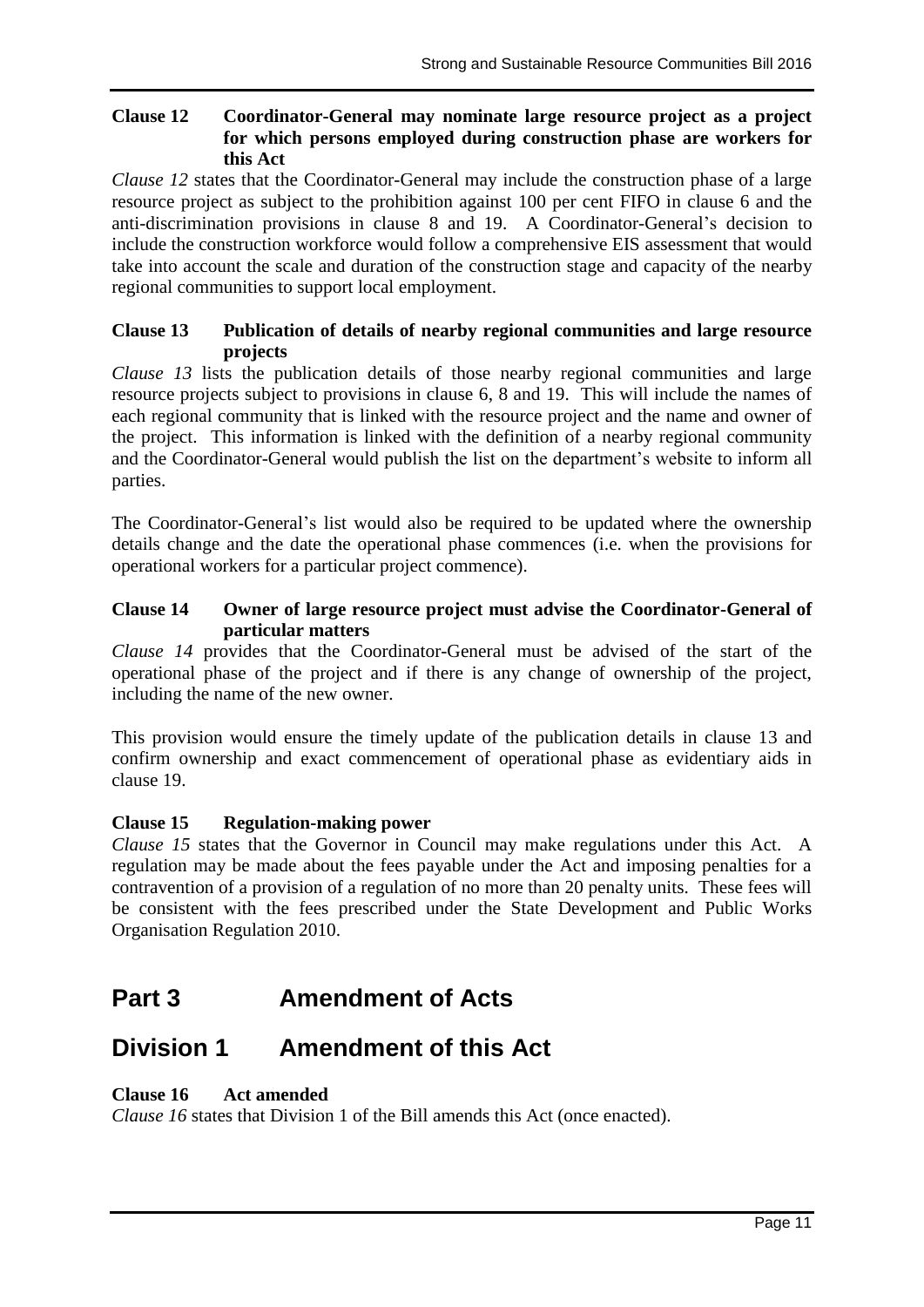#### Clause 12 Coordinator-General may nominate large resource project as a project for which persons employed during construction phase are workers for this Act

*Clause 12* states that the Coordinator-General may include the construction phase of a large resource project as subject to the prohibition against 100 per cent FIFO in clause 6 and the anti-discrimination provisions in clause 8 and 19. A Coordinator-General's decision to include the construction workforce would follow a comprehensive EIS assessment that would take into account the scale and duration of the construction stage and capacity of the nearby regional communities to support local employment.

#### Clause 13 Publication of details of nearby regional communities and large resource projects

*Clause 13* lists the publication details of those nearby regional communities and large resource projects subject to provisions in clause 6, 8 and 19. This will include the names of each regional community that is linked with the resource project and the name and owner of the project. This information is linked with the definition of a nearby regional community and the Coordinator-General would publish the list on the department's website to inform all parties.

The Coordinator-General's list would also be required to be updated where the ownership details change and the date the operational phase commences (i.e. when the provisions for operational workers for a particular project commence).

#### Clause 14 Owner of large resource project must advise the Coordinator-General of particular matters

*Clause 14* provides that the Coordinator-General must be advised of the start of the operational phase of the project and if there is any change of ownership of the project, including the name of the new owner.

This provision would ensure the timely update of the publication details in clause 13 and confirm ownership and exact commencement of operational phase as evidentiary aids in clause 19.

#### Clause 15 Regulation-making power

*Clause 15* states that the Governor in Council may make regulations under this Act. A regulation may be made about the fees payable under the Act and imposing penalties for a contravention of a provision of a regulation of no more than 20 penalty units. These fees will be consistent with the fees prescribed under the State Development and Public Works Organisation Regulation 2010.

## Part 3 Amendment of Acts

## Division 1 Amendment of this Act

#### Clause 16 Act amended

*Clause 16* states that Division 1 of the Bill amends this Act (once enacted).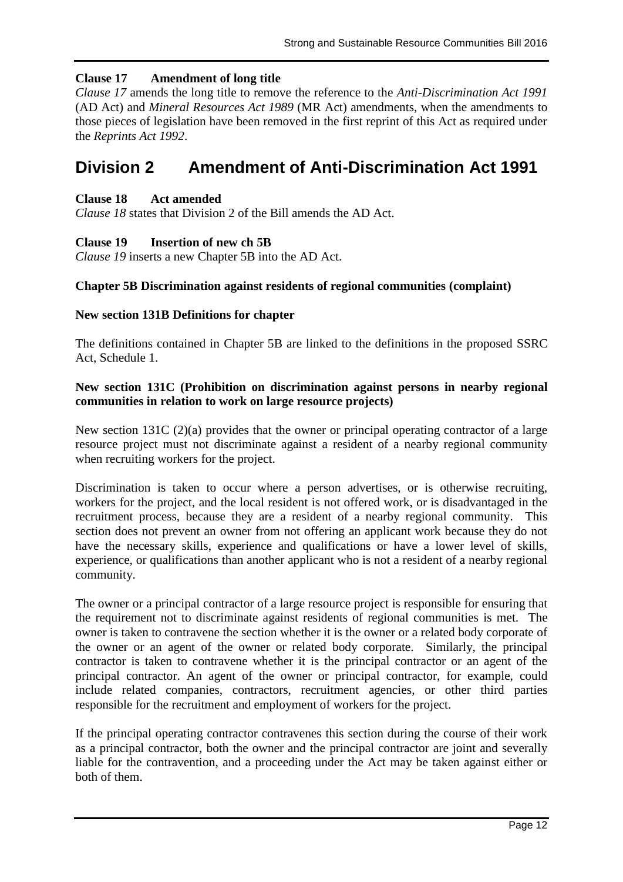**Clause 17 Amendment of long title**

*Clause 17* amends the long title to remove the reference to the *Anti-Discrimination Act 1991* (AD Act) and *Mineral Resources Act 1989* (MR Act) amendments, when the amendments to those pieces of legislation have been removed in the first reprint of this Act as required under the *Reprints Act 1992*.

# Division 2 Amendment of Anti-Discrimination Act 1991

**Clause 18 Act amended**

*Clause 18* states that Division 2 of the Bill amends the AD Act.

**Clause 19 Insertion of new ch 5B**

*Clause 19* inserts a new Chapter 5B into the AD Act.

**Chapter 5B Discrimination against residents of regional communities (complaint)**

**New section 131B Definitions for chapter**

The definitions contained in Chapter 5B are linked to the definitions in the proposed SSRC Act, Schedule 1.

**New section 131C (Prohibition on discrimination against persons in nearby regional communities in relation to work on large resource projects)**

New section 131C (2)(a) provides that the owner or principal operating contractor of a large resource project must not discriminate against a resident of a nearby regional community when recruiting workers for the project.

Discrimination is taken to occur where a person advertises, or is otherwise recruiting, workers for the project, and the local resident is not offered work, or is disadvantaged in the recruitment process, because they are a resident of a nearby regional community. This section does not prevent an owner from not offering an applicant work because they do not have the necessary skills, experience and qualifications or have a lower level of skills, experience, or qualifications than another applicant who is not a resident of a nearby regional community.

The owner or a principal contractor of a large resource project is responsible for ensuring that the requirement not to discriminate against residents of regional communities is met. The owner is taken to contravene the section whether it is the owner or a related body corporate of the owner or an agent of the owner or related body corporate. Similarly, the principal contractor is taken to contravene whether it is the principal contractor or an agent of the principal contractor. An agent of the owner or principal contractor, for example, could include related companies, contractors, recruitment agencies, or other third parties responsible for the recruitment and employment of workers for the project.

If the principal operating contractor contravenes this section during the course of their work as a principal contractor, both the owner and the principal contractor are joint and severally liable for the contravention, and a proceeding under the Act may be taken against either or both of them.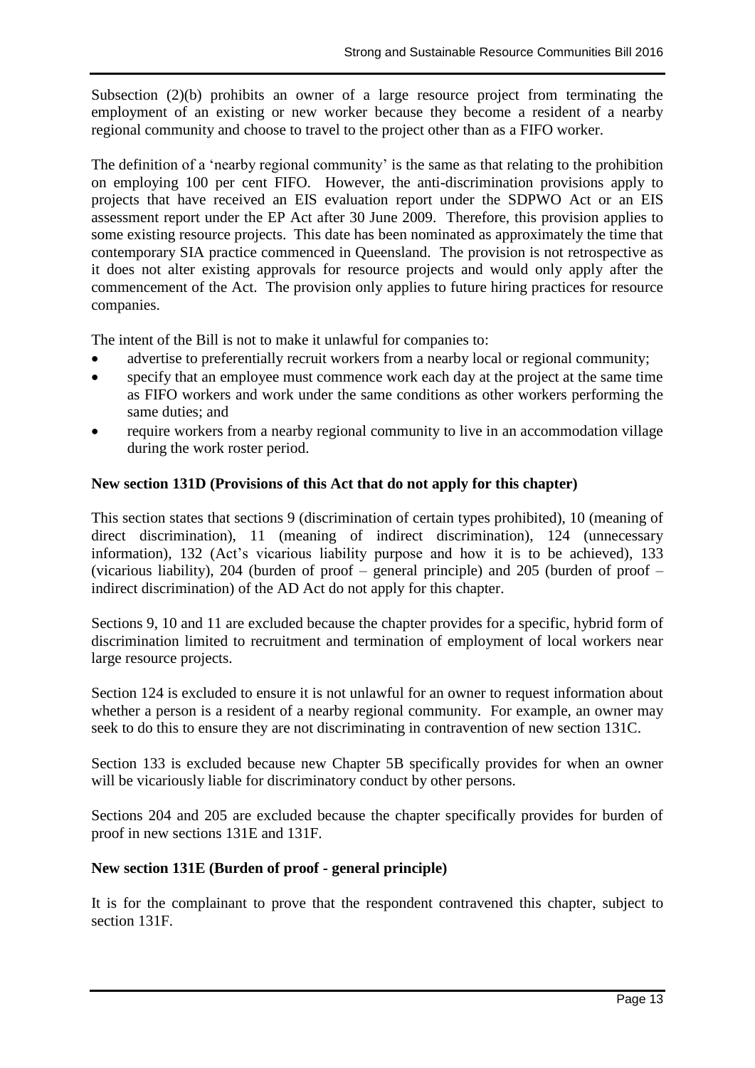Subsection (2)(b) prohibits an owner of a large resource project from terminating the employment of an existing or new worker because they become a resident of a nearby regional community and choose to travel to the project other than as a FIFO worker.

The definition of a 'nearby regional community' is the same as that relating to the prohibition on employing 100 per cent FIFO. However, the anti-discrimination provisions apply to projects that have received an EIS evaluation report under the SDPWO Act or an EIS assessment report under the EP Act after 30 June 2009. Therefore, this provision applies to some existing resource projects. This date has been nominated as approximately the time that contemporary SIA practice commenced in Queensland. The provision is not retrospective as it does not alter existing approvals for resource projects and would only apply after the commencement of the Act. The provision only applies to future hiring practices for resource companies.

The intent of the Bill is not to make it unlawful for companies to:

- advertise to preferentially recruit workers from a nearby local or regional community;
- specify that an employee must commence work each day at the project at the same time as FIFO workers and work under the same conditions as other workers performing the same duties; and
- require workers from a nearby regional community to live in an accommodation village during the work roster period.

### New section 131D (Provisions of this Act that do not apply for this chapter)

This section states that sections 9 (discrimination of certain types prohibited), 10 (meaning of direct discrimination), 11 (meaning of indirect discrimination), 124 (unnecessary information), 132 (Act's vicarious liability purpose and how it is to be achieved), 133 (vicarious liability), 204 (burden of proof – general principle) and 205 (burden of proof – indirect discrimination) of the AD Act do not apply for this chapter.

Sections 9, 10 and 11 are excluded because the chapter provides for a specific, hybrid form of discrimination limited to recruitment and termination of employment of local workers near large resource projects.

Section 124 is excluded to ensure it is not unlawful for an owner to request information about whether a person is a resident of a nearby regional community. For example, an owner may seek to do this to ensure they are not discriminating in contravention of new section 131C.

Section 133 is excluded because new Chapter 5B specifically provides for when an owner will be vicariously liable for discriminatory conduct by other persons.

Sections 204 and 205 are excluded because the chapter specifically provides for burden of proof in new sections 131E and 131F.

### New section 131E (Burden of proof - general principle)

It is for the complainant to prove that the respondent contravened this chapter, subject to section 131F.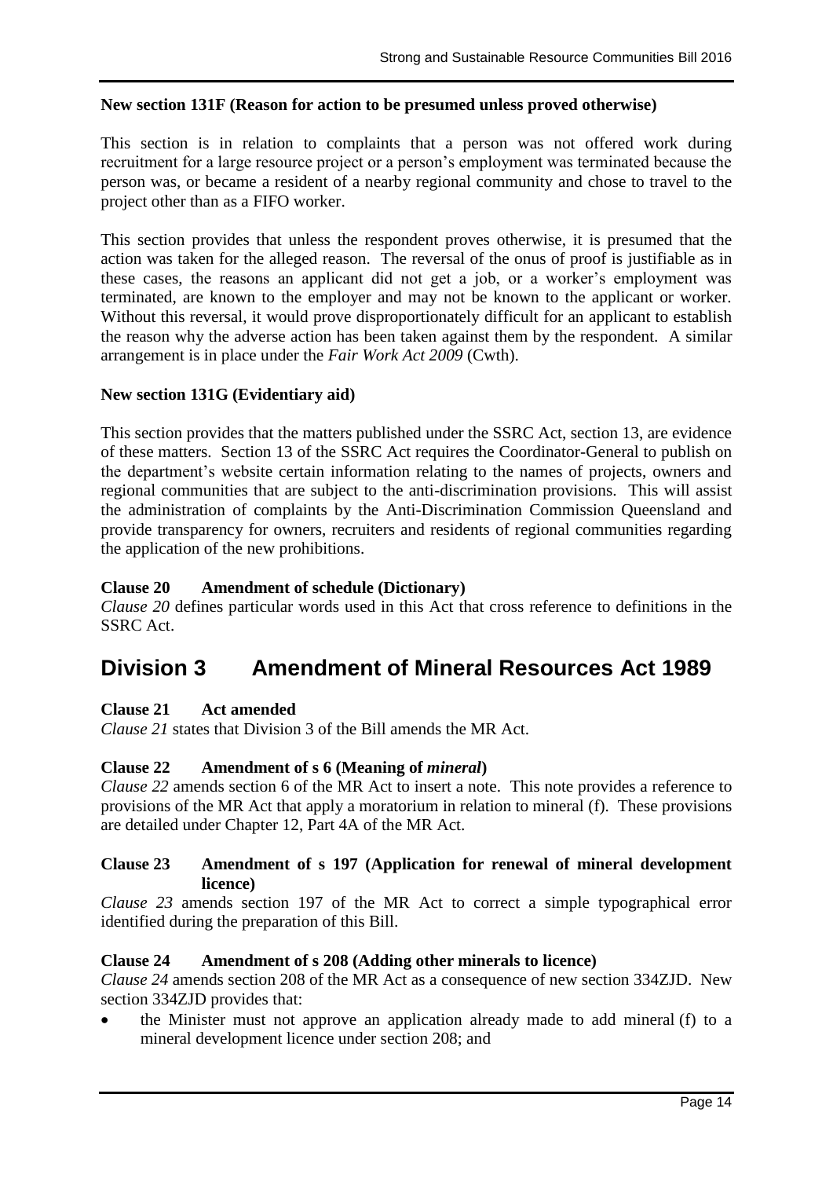**New section 131F (Reason for action to be presumed unless proved otherwise)**

This section is in relation to complaints that a person was not offered work during recruitment for a large resource project or a person's employment was terminated because the person was, or became a resident of a nearby regional community and chose to travel to the project other than as a FIFO worker.

This section provides that unless the respondent proves otherwise, it is presumed that the action was taken for the alleged reason. The reversal of the onus of proof is justifiable as in these cases, the reasons an applicant did not get a job, or a worker's employment was terminated, are known to the employer and may not be known to the applicant or worker. Without this reversal, it would prove disproportionately difficult for an applicant to establish the reason why the adverse action has been taken against them by the respondent. A similar arrangement is in place under the *Fair Work Act 2009* (Cwth).

**New section 131G (Evidentiary aid)**

This section provides that the matters published under the SSRC Act, section 13, are evidence of these matters. Section 13 of the SSRC Act requires the Coordinator-General to publish on the department's website certain information relating to the names of projects, owners and regional communities that are subject to the anti-discrimination provisions. This will assist the administration of complaints by the Anti-Discrimination Commission Queensland and provide transparency for owners, recruiters and residents of regional communities regarding the application of the new prohibitions.

**Clause 20 Amendment of schedule (Dictionary)**

*Clause 20* defines particular words used in this Act that cross reference to definitions in the SSRC Act.

# Division 3 Amendment of Mineral Resources Act 1989

**Clause 21 Act amended**

*Clause 21* states that Division 3 of the Bill amends the MR Act.

**Clause 22 Amendment of s 6 (Meaning of *mineral*)**

*Clause 22* amends section 6 of the MR Act to insert a note. This note provides a reference to provisions of the MR Act that apply a moratorium in relation to mineral (f). These provisions are detailed under Chapter 12, Part 4A of the MR Act.

**Clause 23 Amendment of s 197 (Application for renewal of mineral development licence)**

*Clause 23* amends section 197 of the MR Act to correct a simple typographical error identified during the preparation of this Bill.

**Clause 24 Amendment of s 208 (Adding other minerals to licence)**

*Clause 24* amends section 208 of the MR Act as a consequence of new section 334ZJD. New section 334ZJD provides that:

- the Minister must not approve an application already made to add mineral (f) to a mineral development licence under section 208; and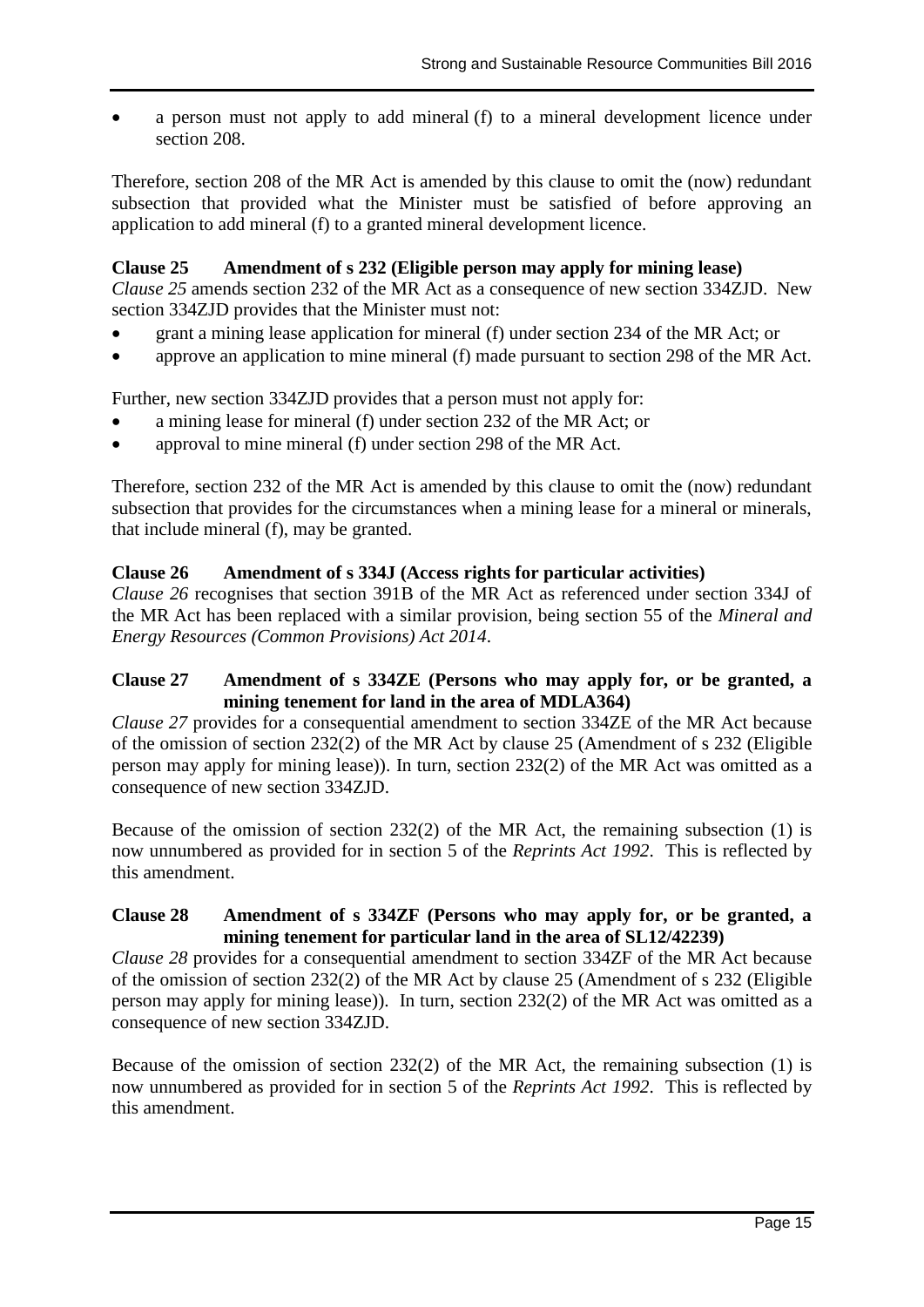- a person must not apply to add mineral (f) to a mineral development licence under section 208.

Therefore, section 208 of the MR Act is amended by this clause to omit the (now) redundant subsection that provided what the Minister must be satisfied of before approving an application to add mineral (f) to a granted mineral development licence.

**Clause 25 Amendment of s 232 (Eligible person may apply for mining lease)**

*Clause 25* amends section 232 of the MR Act as a consequence of new section 334ZJD. New section 334ZJD provides that the Minister must not:

- grant a mining lease application for mineral (f) under section 234 of the MR Act; or
- approve an application to mine mineral (f) made pursuant to section 298 of the MR Act.

Further, new section 334ZJD provides that a person must not apply for:

- a mining lease for mineral (f) under section 232 of the MR Act; or
- approval to mine mineral (f) under section 298 of the MR Act.

Therefore, section 232 of the MR Act is amended by this clause to omit the (now) redundant subsection that provides for the circumstances when a mining lease for a mineral or minerals, that include mineral (f), may be granted.

**Clause 26 Amendment of s 334J (Access rights for particular activities)**

*Clause 26* recognises that section 391B of the MR Act as referenced under section 334J of the MR Act has been replaced with a similar provision, being section 55 of the *Mineral and Energy Resources (Common Provisions) Act 2014*.

**Clause 27 Amendment of s 334ZE (Persons who may apply for, or be granted, a mining tenement for land in the area of MDLA364)**

*Clause 27* provides for a consequential amendment to section 334ZE of the MR Act because of the omission of section 232(2) of the MR Act by clause 25 (Amendment of s 232 (Eligible person may apply for mining lease)). In turn, section 232(2) of the MR Act was omitted as a consequence of new section 334ZJD.

Because of the omission of section 232(2) of the MR Act, the remaining subsection (1) is now unnumbered as provided for in section 5 of the *Reprints Act 1992*. This is reflected by this amendment.

**Clause 28 Amendment of s 334ZF (Persons who may apply for, or be granted, a mining tenement for particular land in the area of SL12/42239)**

*Clause 28* provides for a consequential amendment to section 334ZF of the MR Act because of the omission of section 232(2) of the MR Act by clause 25 (Amendment of s 232 (Eligible person may apply for mining lease)). In turn, section 232(2) of the MR Act was omitted as a consequence of new section 334ZJD.

Because of the omission of section 232(2) of the MR Act, the remaining subsection (1) is now unnumbered as provided for in section 5 of the *Reprints Act 1992*. This is reflected by this amendment.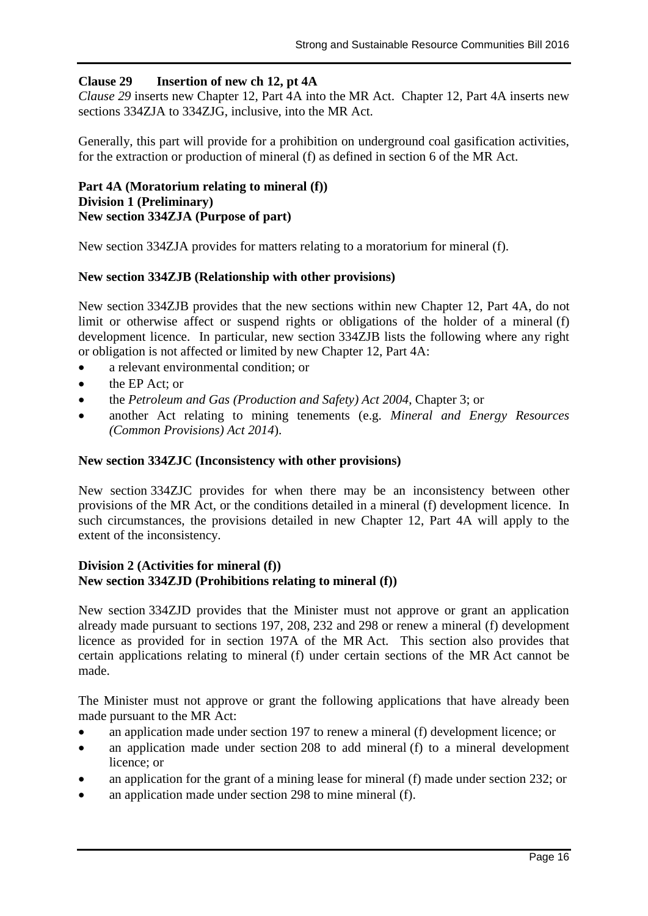**Clause 29 Insertion of new ch 12, pt 4A**

*Clause 29* inserts new Chapter 12, Part 4A into the MR Act. Chapter 12, Part 4A inserts new sections 334ZJA to 334ZJG, inclusive, into the MR Act.

Generally, this part will provide for a prohibition on underground coal gasification activities, for the extraction or production of mineral (f) as defined in section 6 of the MR Act.

**Part 4A (Moratorium relating to mineral (f))**
**Division 1 (Preliminary)**
**New section 334ZJA (Purpose of part)**

New section 334ZJA provides for matters relating to a moratorium for mineral (f).

**New section 334ZJB (Relationship with other provisions)**

New section 334ZJB provides that the new sections within new Chapter 12, Part 4A, do not limit or otherwise affect or suspend rights or obligations of the holder of a mineral (f) development licence. In particular, new section 334ZJB lists the following where any right or obligation is not affected or limited by new Chapter 12, Part 4A:

- a relevant environmental condition; or
- the EP Act; or
- the *Petroleum and Gas (Production and Safety) Act 2004*, Chapter 3; or
- another Act relating to mining tenements (e.g. *Mineral and Energy Resources (Common Provisions) Act 2014*).

**New section 334ZJC (Inconsistency with other provisions)**

New section 334ZJC provides for when there may be an inconsistency between other provisions of the MR Act, or the conditions detailed in a mineral (f) development licence. In such circumstances, the provisions detailed in new Chapter 12, Part 4A will apply to the extent of the inconsistency.

**Division 2 (Activities for mineral (f))**
**New section 334ZJD (Prohibitions relating to mineral (f))**

New section 334ZJD provides that the Minister must not approve or grant an application already made pursuant to sections 197, 208, 232 and 298 or renew a mineral (f) development licence as provided for in section 197A of the MR Act. This section also provides that certain applications relating to mineral (f) under certain sections of the MR Act cannot be made.

The Minister must not approve or grant the following applications that have already been made pursuant to the MR Act:

- an application made under section 197 to renew a mineral (f) development licence; or
- an application made under section 208 to add mineral (f) to a mineral development licence; or
- an application for the grant of a mining lease for mineral (f) made under section 232; or
- an application made under section 298 to mine mineral (f).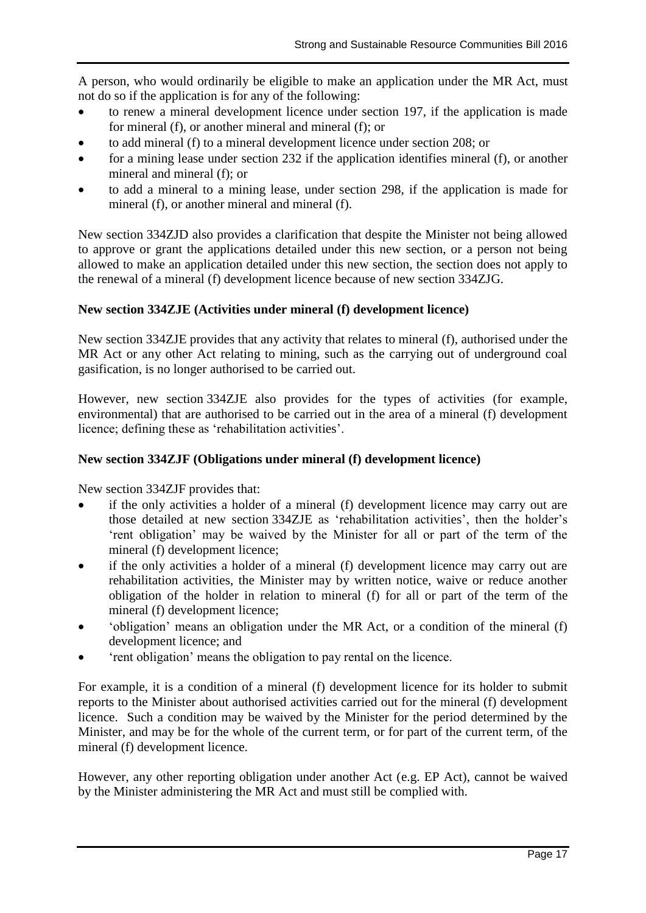A person, who would ordinarily be eligible to make an application under the MR Act, must not do so if the application is for any of the following:

- to renew a mineral development licence under section 197, if the application is made for mineral (f), or another mineral and mineral (f); or
- to add mineral (f) to a mineral development licence under section 208; or
- for a mining lease under section 232 if the application identifies mineral (f), or another mineral and mineral (f); or
- to add a mineral to a mining lease, under section 298, if the application is made for mineral (f), or another mineral and mineral (f).

New section 334ZJD also provides a clarification that despite the Minister not being allowed to approve or grant the applications detailed under this new section, or a person not being allowed to make an application detailed under this new section, the section does not apply to the renewal of a mineral (f) development licence because of new section 334ZJG.

**New section 334ZJE (Activities under mineral (f) development licence)**

New section 334ZJE provides that any activity that relates to mineral (f), authorised under the MR Act or any other Act relating to mining, such as the carrying out of underground coal gasification, is no longer authorised to be carried out.

However, new section 334ZJE also provides for the types of activities (for example, environmental) that are authorised to be carried out in the area of a mineral (f) development licence; defining these as 'rehabilitation activities'.

**New section 334ZJF (Obligations under mineral (f) development licence)**

New section 334ZJF provides that:

- if the only activities a holder of a mineral (f) development licence may carry out are those detailed at new section 334ZJE as 'rehabilitation activities', then the holder's 'rent obligation' may be waived by the Minister for all or part of the term of the mineral (f) development licence;
- if the only activities a holder of a mineral (f) development licence may carry out are rehabilitation activities, the Minister may by written notice, waive or reduce another obligation of the holder in relation to mineral (f) for all or part of the term of the mineral (f) development licence;
- 'obligation' means an obligation under the MR Act, or a condition of the mineral (f) development licence; and
- 'rent obligation' means the obligation to pay rental on the licence.

For example, it is a condition of a mineral (f) development licence for its holder to submit reports to the Minister about authorised activities carried out for the mineral (f) development licence. Such a condition may be waived by the Minister for the period determined by the Minister, and may be for the whole of the current term, or for part of the current term, of the mineral (f) development licence.

However, any other reporting obligation under another Act (e.g. EP Act), cannot be waived by the Minister administering the MR Act and must still be complied with.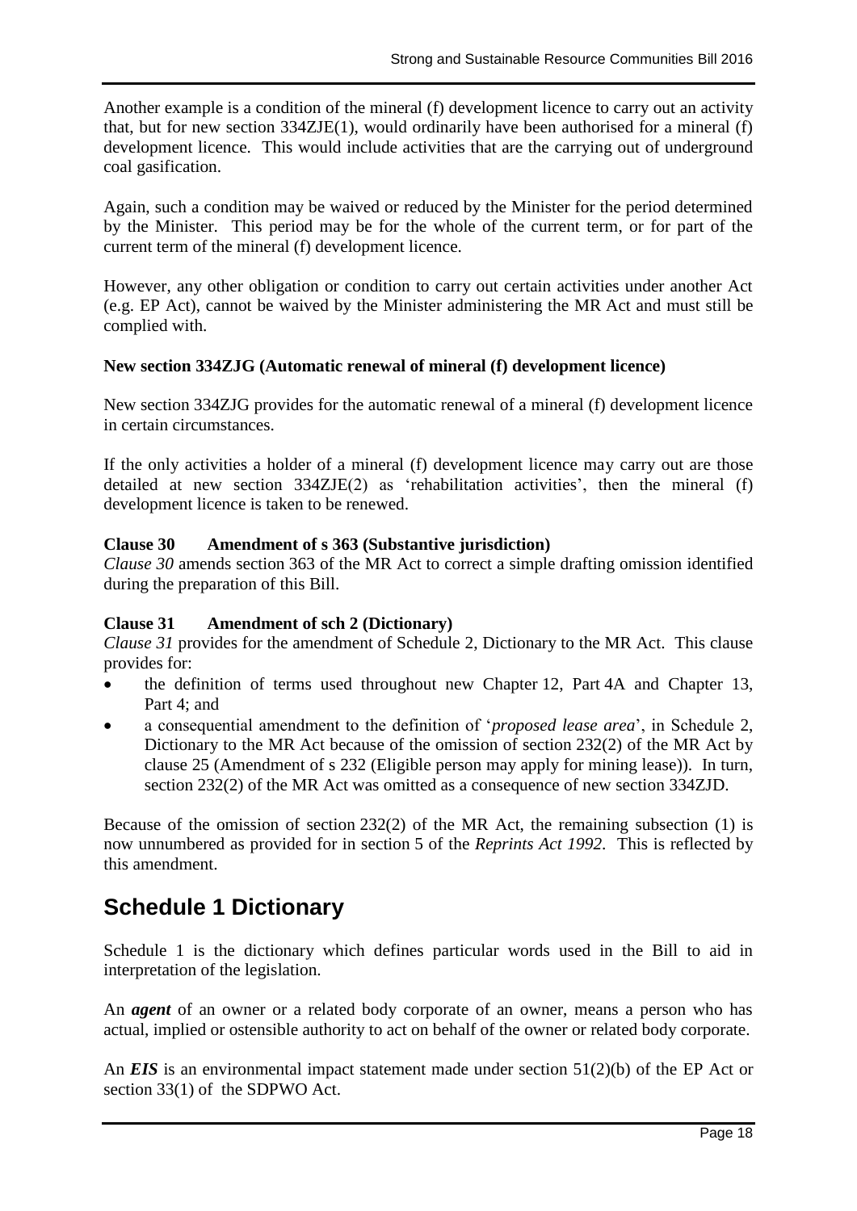Another example is a condition of the mineral (f) development licence to carry out an activity that, but for new section 334ZJE(1), would ordinarily have been authorised for a mineral (f) development licence. This would include activities that are the carrying out of underground coal gasification.

Again, such a condition may be waived or reduced by the Minister for the period determined by the Minister. This period may be for the whole of the current term, or for part of the current term of the mineral (f) development licence.

However, any other obligation or condition to carry out certain activities under another Act (e.g. EP Act), cannot be waived by the Minister administering the MR Act and must still be complied with.

**New section 334ZJG (Automatic renewal of mineral (f) development licence)**

New section 334ZJG provides for the automatic renewal of a mineral (f) development licence in certain circumstances.

If the only activities a holder of a mineral (f) development licence may carry out are those detailed at new section 334ZJE(2) as 'rehabilitation activities', then the mineral (f) development licence is taken to be renewed.

**Clause 30 Amendment of s 363 (Substantive jurisdiction)**

*Clause 30* amends section 363 of the MR Act to correct a simple drafting omission identified during the preparation of this Bill.

**Clause 31 Amendment of sch 2 (Dictionary)**

*Clause 31* provides for the amendment of Schedule 2, Dictionary to the MR Act. This clause provides for:

- the definition of terms used throughout new Chapter 12, Part 4A and Chapter 13, Part 4; and
- a consequential amendment to the definition of '*proposed lease area*', in Schedule 2, Dictionary to the MR Act because of the omission of section 232(2) of the MR Act by clause 25 (Amendment of s 232 (Eligible person may apply for mining lease)). In turn, section 232(2) of the MR Act was omitted as a consequence of new section 334ZJD.

Because of the omission of section 232(2) of the MR Act, the remaining subsection (1) is now unnumbered as provided for in section 5 of the *Reprints Act 1992*. This is reflected by this amendment.

## Schedule 1 Dictionary

Schedule 1 is the dictionary which defines particular words used in the Bill to aid in interpretation of the legislation.

An ***agent*** of an owner or a related body corporate of an owner, means a person who has actual, implied or ostensible authority to act on behalf of the owner or related body corporate.

An ***EIS*** is an environmental impact statement made under section 51(2)(b) of the EP Act or section 33(1) of the SDPWO Act.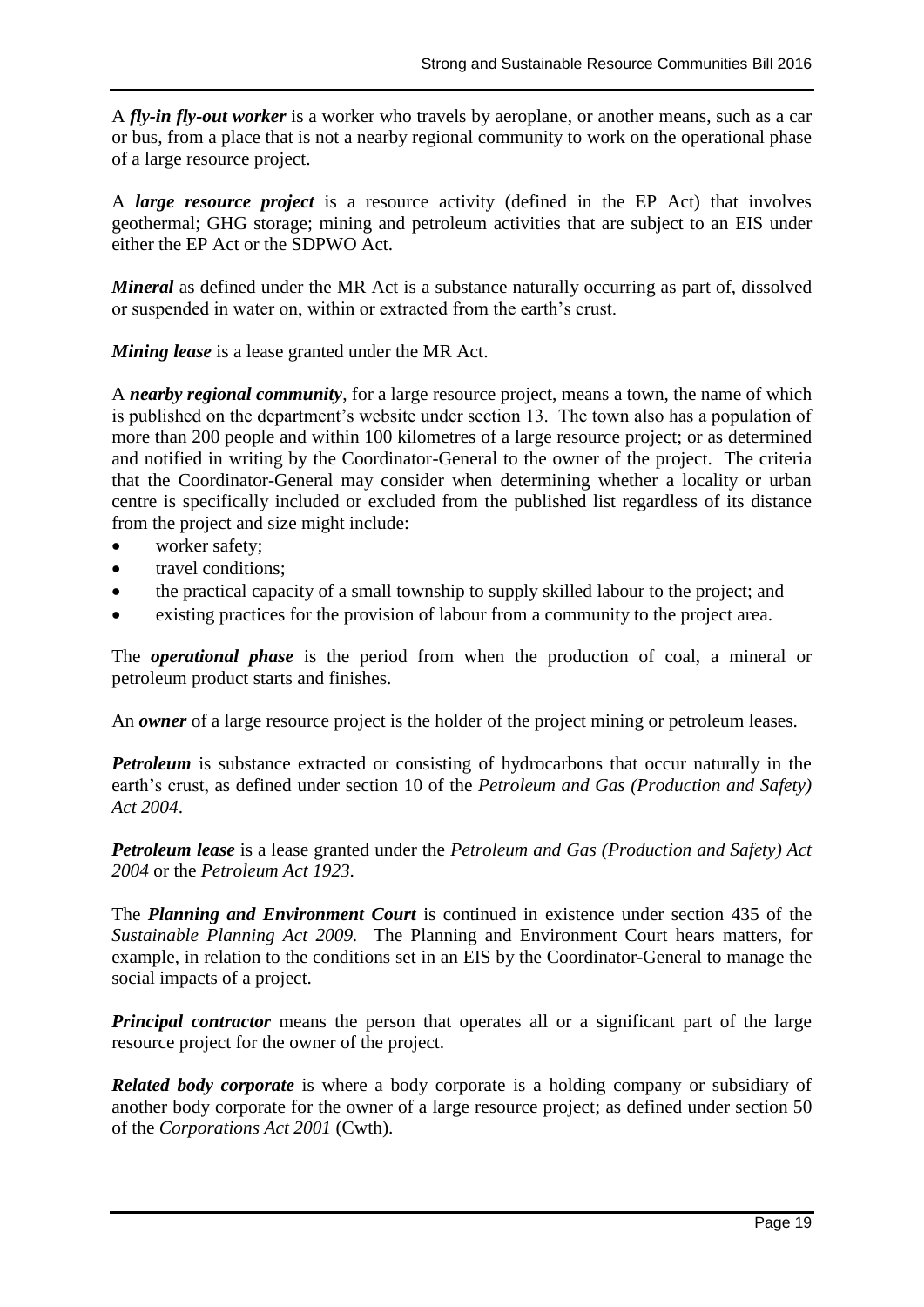A ***fly-in fly-out worker*** is a worker who travels by aeroplane, or another means, such as a car or bus, from a place that is not a nearby regional community to work on the operational phase of a large resource project.

A ***large resource project*** is a resource activity (defined in the EP Act) that involves geothermal; GHG storage; mining and petroleum activities that are subject to an EIS under either the EP Act or the SDPWO Act.

***Mineral*** as defined under the MR Act is a substance naturally occurring as part of, dissolved or suspended in water on, within or extracted from the earth's crust.

***Mining lease*** is a lease granted under the MR Act.

A ***nearby regional community***, for a large resource project, means a town, the name of which is published on the department's website under section 13. The town also has a population of more than 200 people and within 100 kilometres of a large resource project; or as determined and notified in writing by the Coordinator-General to the owner of the project. The criteria that the Coordinator-General may consider when determining whether a locality or urban centre is specifically included or excluded from the published list regardless of its distance from the project and size might include:

- worker safety;
- travel conditions;
- the practical capacity of a small township to supply skilled labour to the project; and
- existing practices for the provision of labour from a community to the project area.

The ***operational phase*** is the period from when the production of coal, a mineral or petroleum product starts and finishes.

An ***owner*** of a large resource project is the holder of the project mining or petroleum leases.

***Petroleum*** is substance extracted or consisting of hydrocarbons that occur naturally in the earth's crust, as defined under section 10 of the *Petroleum and Gas (Production and Safety) Act 2004*.

***Petroleum lease*** is a lease granted under the *Petroleum and Gas (Production and Safety) Act 2004* or the *Petroleum Act 1923*.

The ***Planning and Environment Court*** is continued in existence under section 435 of the *Sustainable Planning Act 2009.* The Planning and Environment Court hears matters, for example, in relation to the conditions set in an EIS by the Coordinator-General to manage the social impacts of a project.

***Principal contractor*** means the person that operates all or a significant part of the large resource project for the owner of the project.

***Related body corporate*** is where a body corporate is a holding company or subsidiary of another body corporate for the owner of a large resource project; as defined under section 50 of the *Corporations Act 2001* (Cwth).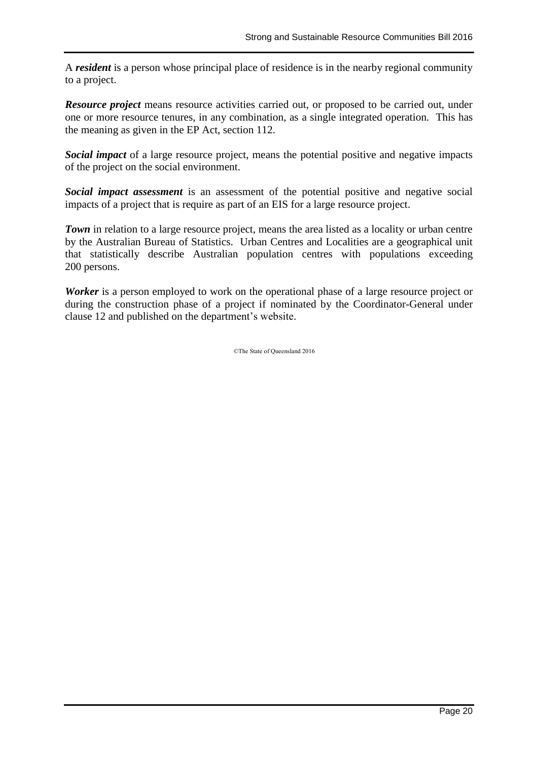A ***resident*** is a person whose principal place of residence is in the nearby regional community to a project.

***Resource project*** means resource activities carried out, or proposed to be carried out, under one or more resource tenures, in any combination, as a single integrated operation. This has the meaning as given in the EP Act, section 112.

***Social impact*** of a large resource project, means the potential positive and negative impacts of the project on the social environment.

***Social impact assessment*** is an assessment of the potential positive and negative social impacts of a project that is require as part of an EIS for a large resource project.

***Town*** in relation to a large resource project, means the area listed as a locality or urban centre by the Australian Bureau of Statistics. Urban Centres and Localities are a geographical unit that statistically describe Australian population centres with populations exceeding 200 persons.

***Worker*** is a person employed to work on the operational phase of a large resource project or during the construction phase of a project if nominated by the Coordinator-General under clause 12 and published on the department's website.

©The State of Queensland 2016